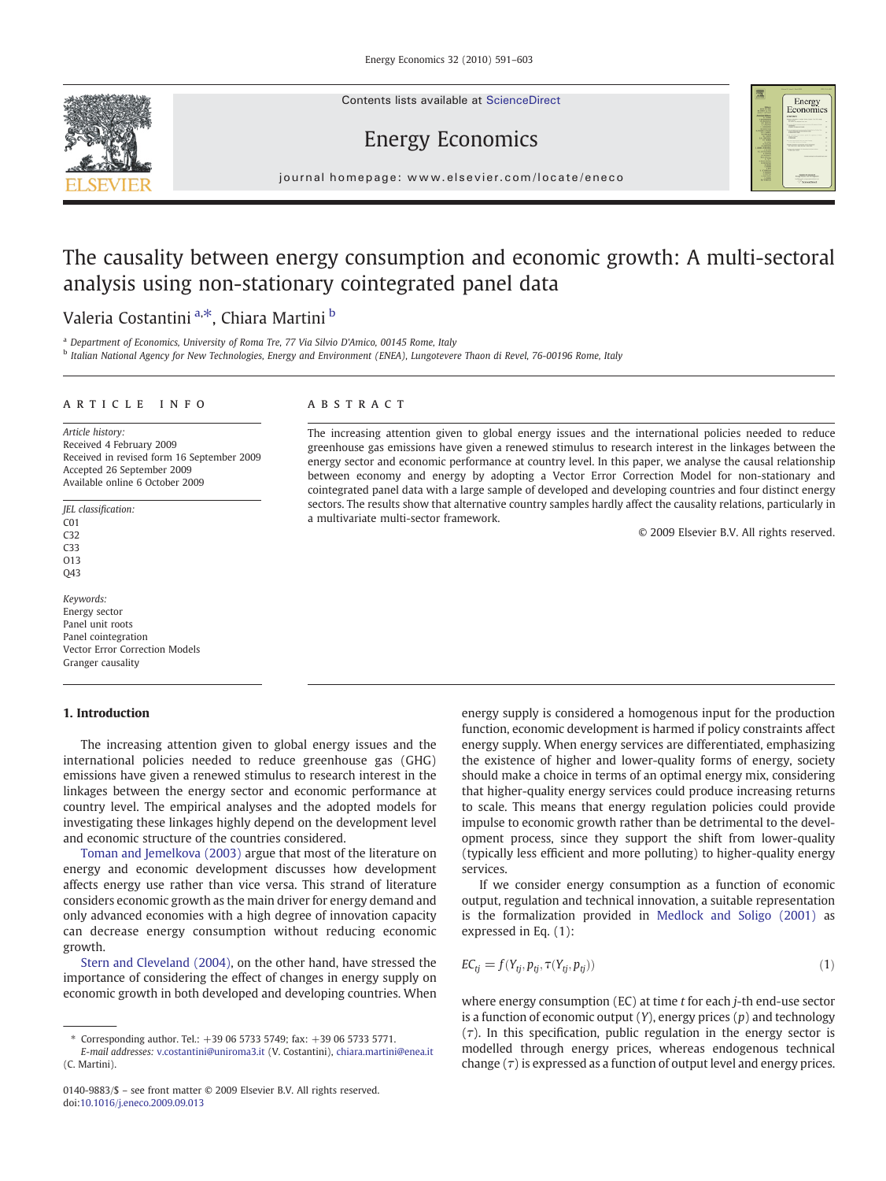Contents lists available at ScienceDirect

# Energy Economics

journal homepage: www.elsevier.com/locate/eneco

# The causality between energy consumption and economic growth: A multi-sectoral analysis using non-stationary cointegrated panel data

Valeria Costantini [a,*], Chiara Martini [b]

[a] Department of Economics, University of Roma Tre, 77 Via Silvio D'Amico, 00145 Rome, Italy

[b] Italian National Agency for New Technologies, Energy and Environment (ENEA), Lungotevere Thaon di Revel, 76-00196 Rome, Italy

## ARTICLE INFO

*Article history:*
Received 4 February 2009
Received in revised form 16 September 2009
Accepted 26 September 2009
Available online 6 October 2009

*JEL classification:*
C01
C32
C33
O13
Q43

*Keywords:*
Energy sector
Panel unit roots
Panel cointegration
Vector Error Correction Models
Granger causality

## ABSTRACT

The increasing attention given to global energy issues and the international policies needed to reduce greenhouse gas emissions have given a renewed stimulus to research interest in the linkages between the energy sector and economic performance at country level. In this paper, we analyse the causal relationship between economy and energy by adopting a Vector Error Correction Model for non-stationary and cointegrated panel data with a large sample of developed and developing countries and four distinct energy sectors. The results show that alternative country samples hardly affect the causality relations, particularly in a multivariate multi-sector framework.

© 2009 Elsevier B.V. All rights reserved.

## 1. Introduction

The increasing attention given to global energy issues and the international policies needed to reduce greenhouse gas (GHG) emissions have given a renewed stimulus to research interest in the linkages between the energy sector and economic performance at country level. The empirical analyses and the adopted models for investigating these linkages highly depend on the development level and economic structure of the countries considered.

Toman and Jemelkova (2003) argue that most of the literature on energy and economic development discusses how development affects energy use rather than vice versa. This strand of literature considers economic growth as the main driver for energy demand and only advanced economies with a high degree of innovation capacity can decrease energy consumption without reducing economic growth.

Stern and Cleveland (2004), on the other hand, have stressed the importance of considering the effect of changes in energy supply on economic growth in both developed and developing countries. When energy supply is considered a homogenous input for the production function, economic development is harmed if policy constraints affect energy supply. When energy services are differentiated, emphasizing the existence of higher and lower-quality forms of energy, society should make a choice in terms of an optimal energy mix, considering that higher-quality energy services could produce increasing returns to scale. This means that energy regulation policies could provide impulse to economic growth rather than be detrimental to the development process, since they support the shift from lower-quality (typically less efficient and more polluting) to higher-quality energy services.

If we consider energy consumption as a function of economic output, regulation and technical innovation, a suitable representation is the formalization provided in Medlock and Soligo (2001) as expressed in Eq. (1):

$$EC_{tj} = f(Y_{tj}, p_{tj}, \tau(Y_{tj}, p_{tj})) \tag{1}$$

where energy consumption (EC) at time $t$ for each $j$-th end-use sector is a function of economic output ($Y$), energy prices ($p$) and technology ($\tau$). In this specification, public regulation in the energy sector is modelled through energy prices, whereas endogenous technical change ($\tau$) is expressed as a function of output level and energy prices.

* Corresponding author. Tel.: +39 06 5733 5749; fax: +39 06 5733 5771.
*E-mail addresses:* v.costantini@uniroma3.it (V. Costantini), chiara.martini@enea.it (C. Martini).

0140-9883/$ – see front matter © 2009 Elsevier B.V. All rights reserved.
doi:10.1016/j.eneco.2009.09.013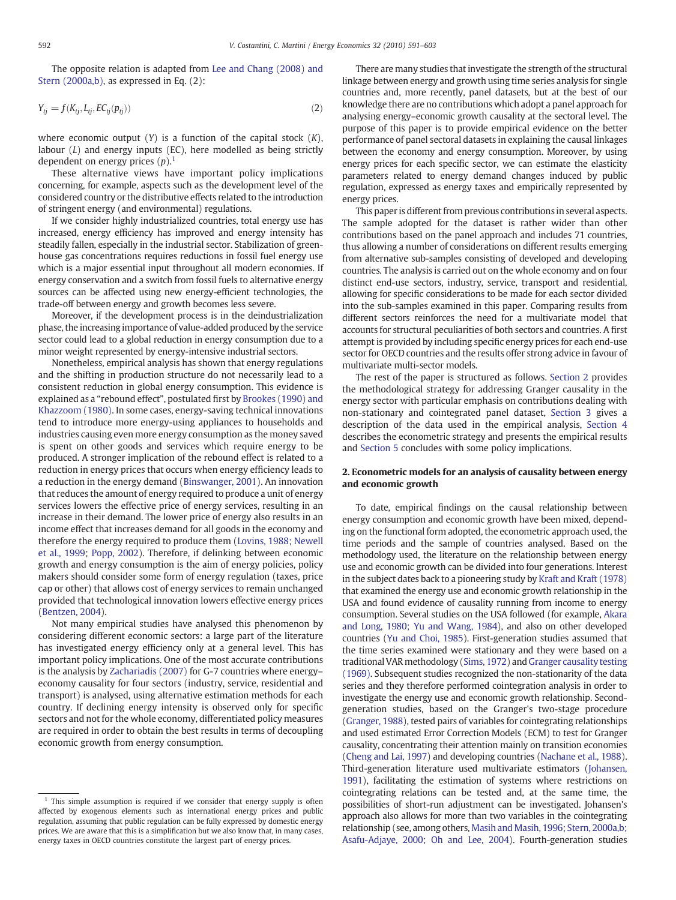The opposite relation is adapted from Lee and Chang (2008) and Stern (2000a,b), as expressed in Eq. (2):

$$Y_{tj} = f(K_{tj}, L_{tj}, EC_{tj}(p_{tj})) \tag{2}$$

where economic output ($Y$) is a function of the capital stock ($K$), labour ($L$) and energy inputs (EC), here modelled as being strictly dependent on energy prices ($p$).[1]

These alternative views have important policy implications concerning, for example, aspects such as the development level of the considered country or the distributive effects related to the introduction of stringent energy (and environmental) regulations.

If we consider highly industrialized countries, total energy use has increased, energy efficiency has improved and energy intensity has steadily fallen, especially in the industrial sector. Stabilization of greenhouse gas concentrations requires reductions in fossil fuel energy use which is a major essential input throughout all modern economies. If energy conservation and a switch from fossil fuels to alternative energy sources can be affected using new energy-efficient technologies, the trade-off between energy and growth becomes less severe.

Moreover, if the development process is in the deindustrialization phase, the increasing importance of value-added produced by the service sector could lead to a global reduction in energy consumption due to a minor weight represented by energy-intensive industrial sectors.

Nonetheless, empirical analysis has shown that energy regulations and the shifting in production structure do not necessarily lead to a consistent reduction in global energy consumption. This evidence is explained as a "rebound effect", postulated first by Brookes (1990) and Khazzoom (1980). In some cases, energy-saving technical innovations tend to introduce more energy-using appliances to households and industries causing even more energy consumption as the money saved is spent on other goods and services which require energy to be produced. A stronger implication of the rebound effect is related to a reduction in energy prices that occurs when energy efficiency leads to a reduction in the energy demand (Binswanger, 2001). An innovation that reduces the amount of energy required to produce a unit of energy services lowers the effective price of energy services, resulting in an increase in their demand. The lower price of energy also results in an income effect that increases demand for all goods in the economy and therefore the energy required to produce them (Lovins, 1988; Newell et al., 1999; Popp, 2002). Therefore, if delinking between economic growth and energy consumption is the aim of energy policies, policy makers should consider some form of energy regulation (taxes, price cap or other) that allows cost of energy services to remain unchanged provided that technological innovation lowers effective energy prices (Bentzen, 2004).

Not many empirical studies have analysed this phenomenon by considering different economic sectors: a large part of the literature has investigated energy efficiency only at a general level. This has important policy implications. One of the most accurate contributions is the analysis by Zachariadis (2007) for G-7 countries where energy–economy causality for four sectors (industry, service, residential and transport) is analysed, using alternative estimation methods for each country. If declining energy intensity is observed only for specific sectors and not for the whole economy, differentiated policy measures are required in order to obtain the best results in terms of decoupling economic growth from energy consumption.

There are many studies that investigate the strength of the structural linkage between energy and growth using time series analysis for single countries and, more recently, panel datasets, but at the best of our knowledge there are no contributions which adopt a panel approach for analysing energy–economic growth causality at the sectoral level. The purpose of this paper is to provide empirical evidence on the better performance of panel sectoral datasets in explaining the causal linkages between the economy and energy consumption. Moreover, by using energy prices for each specific sector, we can estimate the elasticity parameters related to energy demand changes induced by public regulation, expressed as energy taxes and empirically represented by energy prices.

This paper is different from previous contributions in several aspects. The sample adopted for the dataset is rather wider than other contributions based on the panel approach and includes 71 countries, thus allowing a number of considerations on different results emerging from alternative sub-samples consisting of developed and developing countries. The analysis is carried out on the whole economy and on four distinct end-use sectors, industry, service, transport and residential, allowing for specific considerations to be made for each sector divided into the sub-samples examined in this paper. Comparing results from different sectors reinforces the need for a multivariate model that accounts for structural peculiarities of both sectors and countries. A first attempt is provided by including specific energy prices for each end-use sector for OECD countries and the results offer strong advice in favour of multivariate multi-sector models.

The rest of the paper is structured as follows. Section 2 provides the methodological strategy for addressing Granger causality in the energy sector with particular emphasis on contributions dealing with non-stationary and cointegrated panel dataset, Section 3 gives a description of the data used in the empirical analysis, Section 4 describes the econometric strategy and presents the empirical results and Section 5 concludes with some policy implications.

## 2. Econometric models for an analysis of causality between energy and economic growth

To date, empirical findings on the causal relationship between energy consumption and economic growth have been mixed, depending on the functional form adopted, the econometric approach used, the time periods and the sample of countries analysed. Based on the methodology used, the literature on the relationship between energy use and economic growth can be divided into four generations. Interest in the subject dates back to a pioneering study by Kraft and Kraft (1978) that examined the energy use and economic growth relationship in the USA and found evidence of causality running from income to energy consumption. Several studies on the USA followed (for example, Akara and Long, 1980; Yu and Wang, 1984), and also on other developed countries (Yu and Choi, 1985). First-generation studies assumed that the time series examined were stationary and they were based on a traditional VAR methodology (Sims, 1972) and Granger causality testing (1969). Subsequent studies recognized the non-stationarity of the data series and they therefore performed cointegration analysis in order to investigate the energy use and economic growth relationship. Second-generation studies, based on the Granger's two-stage procedure (Granger, 1988), tested pairs of variables for cointegrating relationships and used estimated Error Correction Models (ECM) to test for Granger causality, concentrating their attention mainly on transition economies (Cheng and Lai, 1997) and developing countries (Nachane et al., 1988). Third-generation literature used multivariate estimators (Johansen, 1991), facilitating the estimation of systems where restrictions on cointegrating relations can be tested and, at the same time, the possibilities of short-run adjustment can be investigated. Johansen's approach also allows for more than two variables in the cointegrating relationship (see, among others, Masih and Masih, 1996; Stern, 2000a,b; Asafu-Adjaye, 2000; Oh and Lee, 2004). Fourth-generation studies

[1] This simple assumption is required if we consider that energy supply is often affected by exogenous elements such as international energy prices and public regulation, assuming that public regulation can be fully expressed by domestic energy prices. We are aware that this is a simplification but we also know that, in many cases, energy taxes in OECD countries constitute the largest part of energy prices.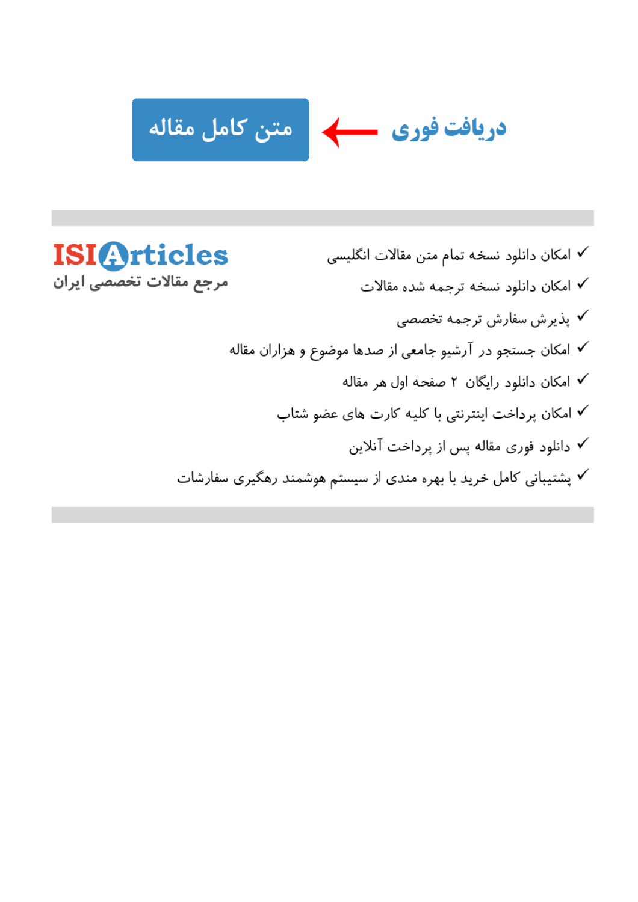دریافت فوری ← **متن کامل مقاله**

**ISIArticles**
مرجع مقالات تخصصی ایران

- ✓ امکان دانلود نسخه تمام متن مقالات انگلیسی
- ✓ امکان دانلود نسخه ترجمه شده مقالات
- ✓ پذیرش سفارش ترجمه تخصصی
- ✓ امکان جستجو در آرشیو جامعی از صدها موضوع و هزاران مقاله
- ✓ امکان دانلود رایگان ۲ صفحه اول هر مقاله
- ✓ امکان پرداخت اینترنتی با کلیه کارت های عضو شتاب
- ✓ دانلود فوری مقاله پس از پرداخت آنلاین
- ✓ پشتیبانی کامل خرید با بهره مندی از سیستم هوشمند رهگیری سفارشات